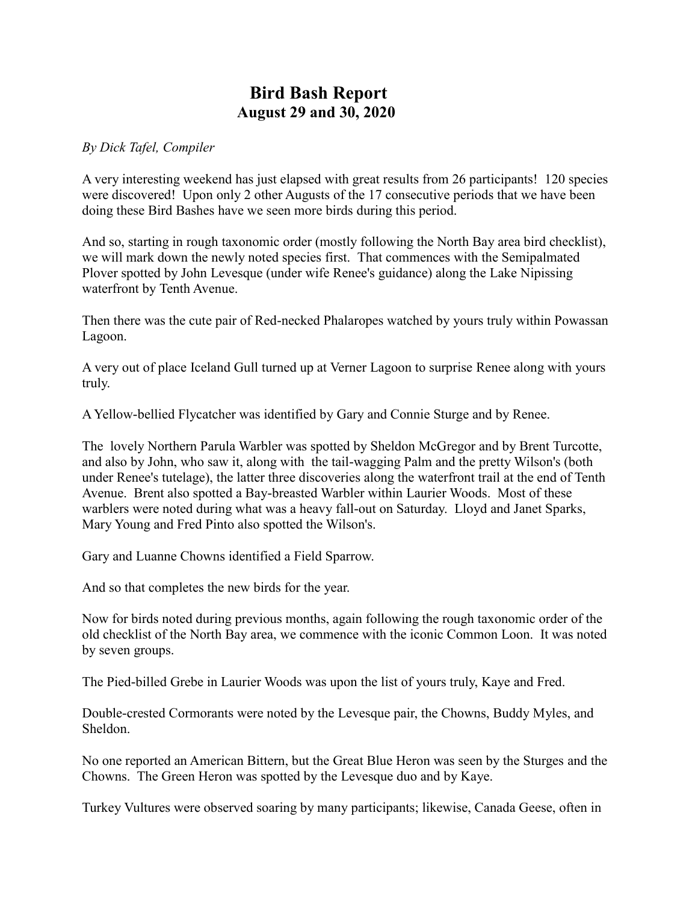# Bird Bash Report
## August 29 and 30, 2020

*By Dick Tafel, Compiler*

A very interesting weekend has just elapsed with great results from 26 participants! 120 species were discovered! Upon only 2 other Augusts of the 17 consecutive periods that we have been doing these Bird Bashes have we seen more birds during this period.

And so, starting in rough taxonomic order (mostly following the North Bay area bird checklist), we will mark down the newly noted species first. That commences with the Semipalmated Plover spotted by John Levesque (under wife Renee's guidance) along the Lake Nipissing waterfront by Tenth Avenue.

Then there was the cute pair of Red-necked Phalaropes watched by yours truly within Powassan Lagoon.

A very out of place Iceland Gull turned up at Verner Lagoon to surprise Renee along with yours truly.

A Yellow-bellied Flycatcher was identified by Gary and Connie Sturge and by Renee.

The lovely Northern Parula Warbler was spotted by Sheldon McGregor and by Brent Turcotte, and also by John, who saw it, along with the tail-wagging Palm and the pretty Wilson's (both under Renee's tutelage), the latter three discoveries along the waterfront trail at the end of Tenth Avenue. Brent also spotted a Bay-breasted Warbler within Laurier Woods. Most of these warblers were noted during what was a heavy fall-out on Saturday. Lloyd and Janet Sparks, Mary Young and Fred Pinto also spotted the Wilson's.

Gary and Luanne Chowns identified a Field Sparrow.

And so that completes the new birds for the year.

Now for birds noted during previous months, again following the rough taxonomic order of the old checklist of the North Bay area, we commence with the iconic Common Loon. It was noted by seven groups.

The Pied-billed Grebe in Laurier Woods was upon the list of yours truly, Kaye and Fred.

Double-crested Cormorants were noted by the Levesque pair, the Chowns, Buddy Myles, and Sheldon.

No one reported an American Bittern, but the Great Blue Heron was seen by the Sturges and the Chowns. The Green Heron was spotted by the Levesque duo and by Kaye.

Turkey Vultures were observed soaring by many participants; likewise, Canada Geese, often in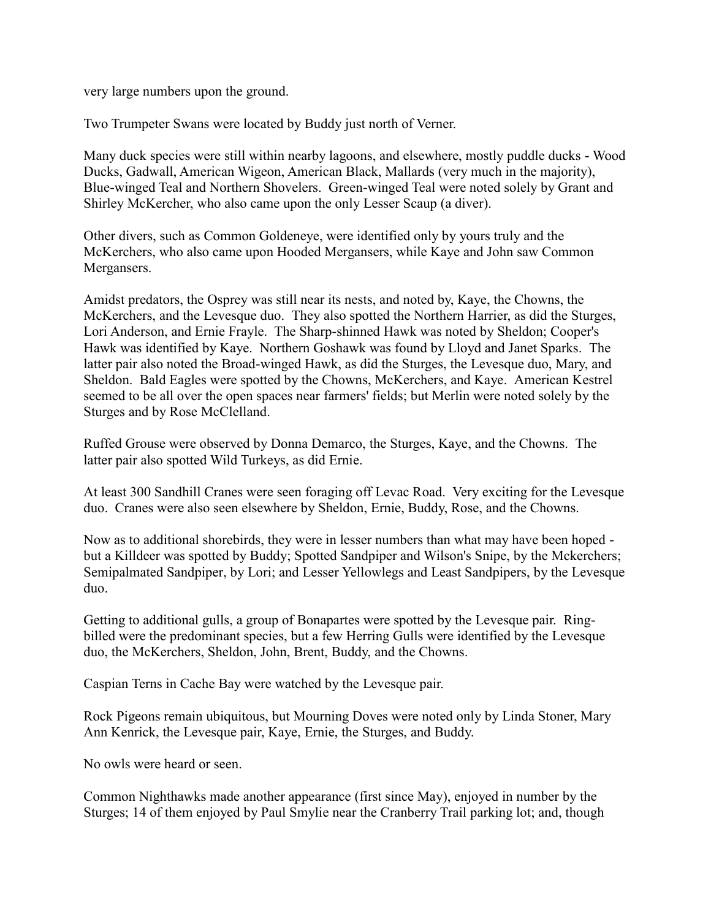very large numbers upon the ground.

Two Trumpeter Swans were located by Buddy just north of Verner.

Many duck species were still within nearby lagoons, and elsewhere, mostly puddle ducks - Wood Ducks, Gadwall, American Wigeon, American Black, Mallards (very much in the majority), Blue-winged Teal and Northern Shovelers. Green-winged Teal were noted solely by Grant and Shirley McKercher, who also came upon the only Lesser Scaup (a diver).

Other divers, such as Common Goldeneye, were identified only by yours truly and the McKerchers, who also came upon Hooded Mergansers, while Kaye and John saw Common Mergansers.

Amidst predators, the Osprey was still near its nests, and noted by, Kaye, the Chowns, the McKerchers, and the Levesque duo. They also spotted the Northern Harrier, as did the Sturges, Lori Anderson, and Ernie Frayle. The Sharp-shinned Hawk was noted by Sheldon; Cooper's Hawk was identified by Kaye. Northern Goshawk was found by Lloyd and Janet Sparks. The latter pair also noted the Broad-winged Hawk, as did the Sturges, the Levesque duo, Mary, and Sheldon. Bald Eagles were spotted by the Chowns, McKerchers, and Kaye. American Kestrel seemed to be all over the open spaces near farmers' fields; but Merlin were noted solely by the Sturges and by Rose McClelland.

Ruffed Grouse were observed by Donna Demarco, the Sturges, Kaye, and the Chowns. The latter pair also spotted Wild Turkeys, as did Ernie.

At least 300 Sandhill Cranes were seen foraging off Levac Road. Very exciting for the Levesque duo. Cranes were also seen elsewhere by Sheldon, Ernie, Buddy, Rose, and the Chowns.

Now as to additional shorebirds, they were in lesser numbers than what may have been hoped - but a Killdeer was spotted by Buddy; Spotted Sandpiper and Wilson's Snipe, by the Mckerchers; Semipalmated Sandpiper, by Lori; and Lesser Yellowlegs and Least Sandpipers, by the Levesque duo.

Getting to additional gulls, a group of Bonapartes were spotted by the Levesque pair. Ring-billed were the predominant species, but a few Herring Gulls were identified by the Levesque duo, the McKerchers, Sheldon, John, Brent, Buddy, and the Chowns.

Caspian Terns in Cache Bay were watched by the Levesque pair.

Rock Pigeons remain ubiquitous, but Mourning Doves were noted only by Linda Stoner, Mary Ann Kenrick, the Levesque pair, Kaye, Ernie, the Sturges, and Buddy.

No owls were heard or seen.

Common Nighthawks made another appearance (first since May), enjoyed in number by the Sturges; 14 of them enjoyed by Paul Smylie near the Cranberry Trail parking lot; and, though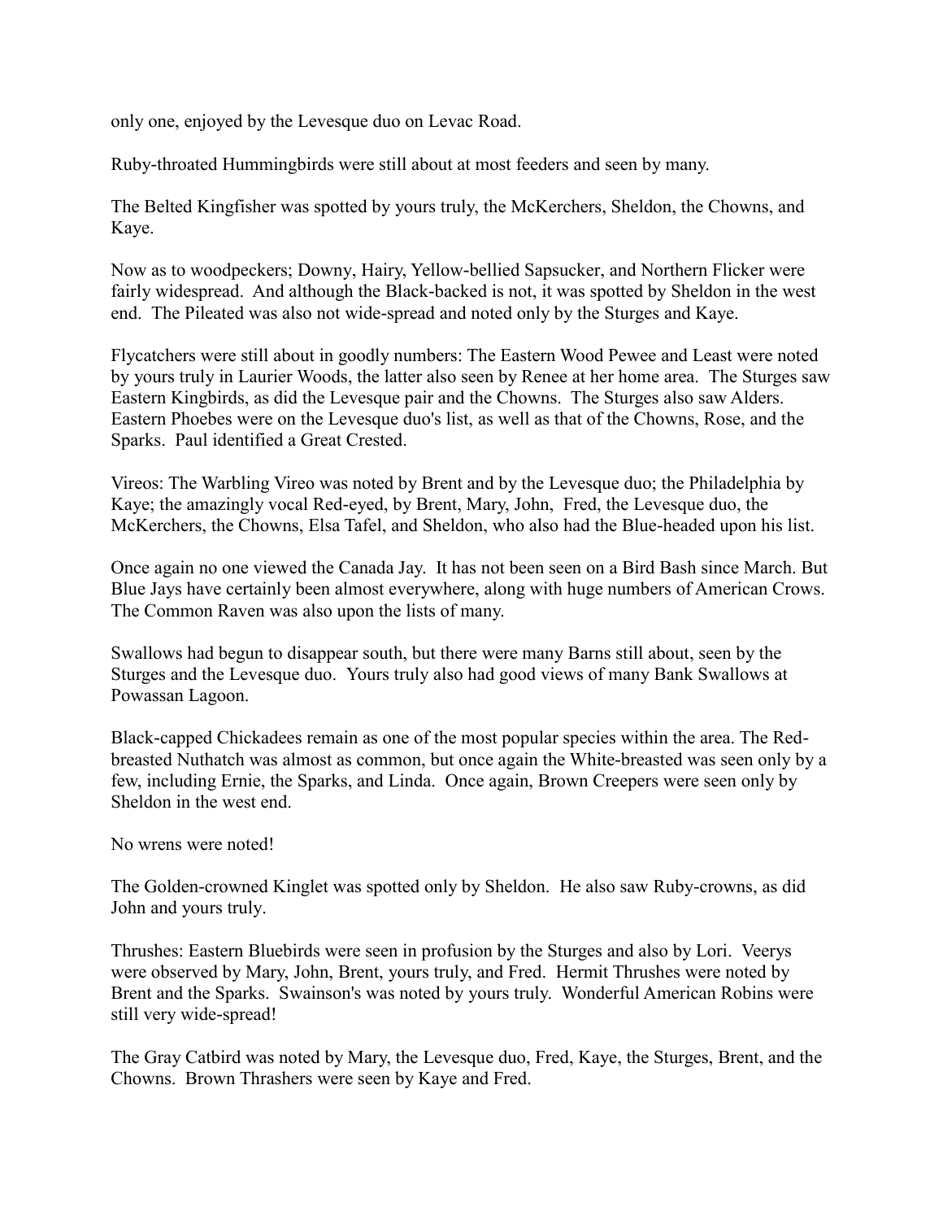only one, enjoyed by the Levesque duo on Levac Road.

Ruby-throated Hummingbirds were still about at most feeders and seen by many.

The Belted Kingfisher was spotted by yours truly, the McKerchers, Sheldon, the Chowns, and Kaye.

Now as to woodpeckers; Downy, Hairy, Yellow-bellied Sapsucker, and Northern Flicker were fairly widespread. And although the Black-backed is not, it was spotted by Sheldon in the west end. The Pileated was also not wide-spread and noted only by the Sturges and Kaye.

Flycatchers were still about in goodly numbers: The Eastern Wood Pewee and Least were noted by yours truly in Laurier Woods, the latter also seen by Renee at her home area. The Sturges saw Eastern Kingbirds, as did the Levesque pair and the Chowns. The Sturges also saw Alders. Eastern Phoebes were on the Levesque duo's list, as well as that of the Chowns, Rose, and the Sparks. Paul identified a Great Crested.

Vireos: The Warbling Vireo was noted by Brent and by the Levesque duo; the Philadelphia by Kaye; the amazingly vocal Red-eyed, by Brent, Mary, John, Fred, the Levesque duo, the McKerchers, the Chowns, Elsa Tafel, and Sheldon, who also had the Blue-headed upon his list.

Once again no one viewed the Canada Jay. It has not been seen on a Bird Bash since March. But Blue Jays have certainly been almost everywhere, along with huge numbers of American Crows. The Common Raven was also upon the lists of many.

Swallows had begun to disappear south, but there were many Barns still about, seen by the Sturges and the Levesque duo. Yours truly also had good views of many Bank Swallows at Powassan Lagoon.

Black-capped Chickadees remain as one of the most popular species within the area. The Red-breasted Nuthatch was almost as common, but once again the White-breasted was seen only by a few, including Ernie, the Sparks, and Linda. Once again, Brown Creepers were seen only by Sheldon in the west end.

No wrens were noted!

The Golden-crowned Kinglet was spotted only by Sheldon. He also saw Ruby-crowns, as did John and yours truly.

Thrushes: Eastern Bluebirds were seen in profusion by the Sturges and also by Lori. Veerys were observed by Mary, John, Brent, yours truly, and Fred. Hermit Thrushes were noted by Brent and the Sparks. Swainson's was noted by yours truly. Wonderful American Robins were still very wide-spread!

The Gray Catbird was noted by Mary, the Levesque duo, Fred, Kaye, the Sturges, Brent, and the Chowns. Brown Thrashers were seen by Kaye and Fred.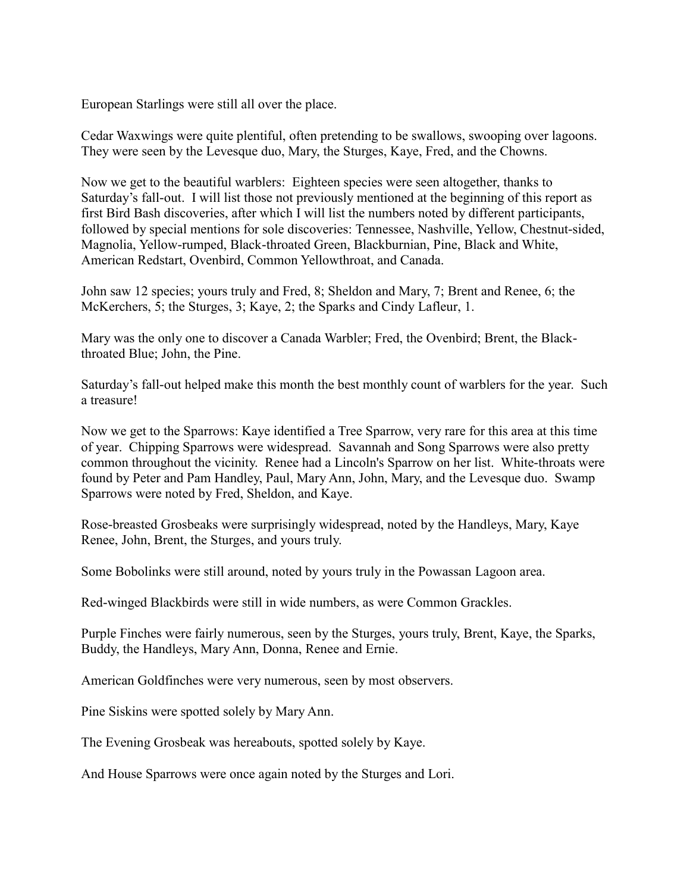European Starlings were still all over the place.

Cedar Waxwings were quite plentiful, often pretending to be swallows, swooping over lagoons. They were seen by the Levesque duo, Mary, the Sturges, Kaye, Fred, and the Chowns.

Now we get to the beautiful warblers: Eighteen species were seen altogether, thanks to Saturday's fall-out. I will list those not previously mentioned at the beginning of this report as first Bird Bash discoveries, after which I will list the numbers noted by different participants, followed by special mentions for sole discoveries: Tennessee, Nashville, Yellow, Chestnut-sided, Magnolia, Yellow-rumped, Black-throated Green, Blackburnian, Pine, Black and White, American Redstart, Ovenbird, Common Yellowthroat, and Canada.

John saw 12 species; yours truly and Fred, 8; Sheldon and Mary, 7; Brent and Renee, 6; the McKerchers, 5; the Sturges, 3; Kaye, 2; the Sparks and Cindy Lafleur, 1.

Mary was the only one to discover a Canada Warbler; Fred, the Ovenbird; Brent, the Black-throated Blue; John, the Pine.

Saturday's fall-out helped make this month the best monthly count of warblers for the year. Such a treasure!

Now we get to the Sparrows: Kaye identified a Tree Sparrow, very rare for this area at this time of year. Chipping Sparrows were widespread. Savannah and Song Sparrows were also pretty common throughout the vicinity. Renee had a Lincoln's Sparrow on her list. White-throats were found by Peter and Pam Handley, Paul, Mary Ann, John, Mary, and the Levesque duo. Swamp Sparrows were noted by Fred, Sheldon, and Kaye.

Rose-breasted Grosbeaks were surprisingly widespread, noted by the Handleys, Mary, Kaye Renee, John, Brent, the Sturges, and yours truly.

Some Bobolinks were still around, noted by yours truly in the Powassan Lagoon area.

Red-winged Blackbirds were still in wide numbers, as were Common Grackles.

Purple Finches were fairly numerous, seen by the Sturges, yours truly, Brent, Kaye, the Sparks, Buddy, the Handleys, Mary Ann, Donna, Renee and Ernie.

American Goldfinches were very numerous, seen by most observers.

Pine Siskins were spotted solely by Mary Ann.

The Evening Grosbeak was hereabouts, spotted solely by Kaye.

And House Sparrows were once again noted by the Sturges and Lori.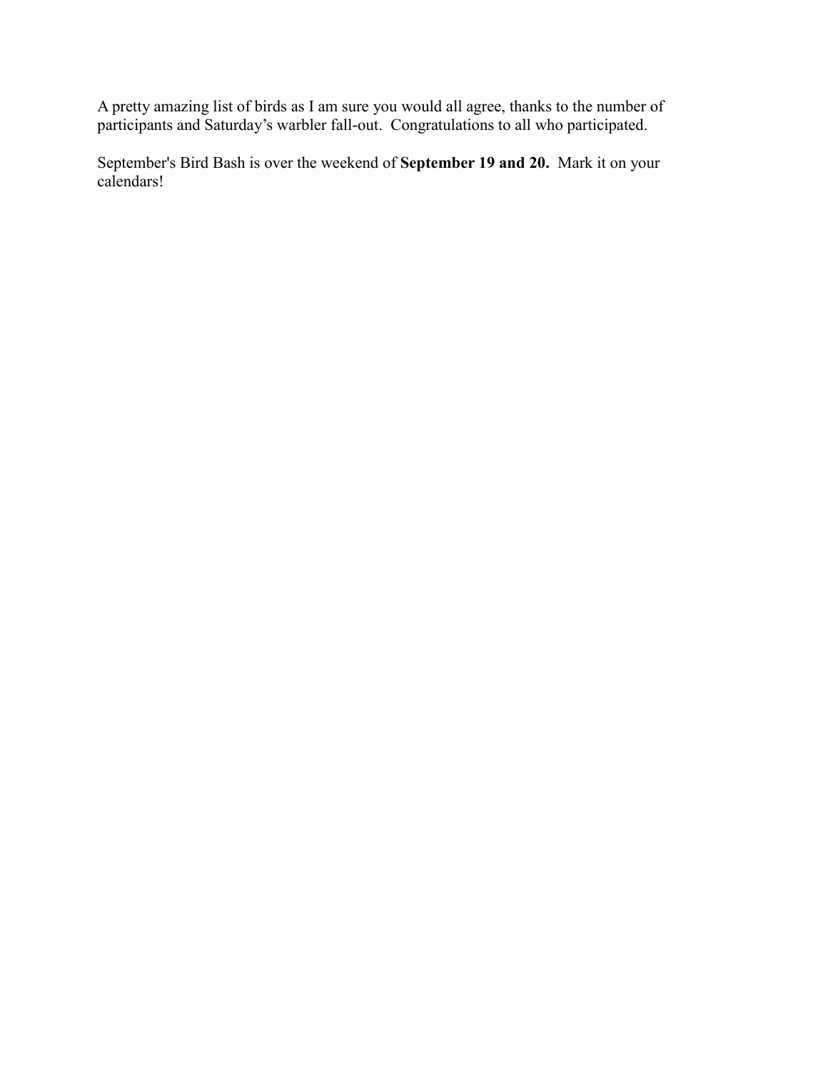A pretty amazing list of birds as I am sure you would all agree, thanks to the number of participants and Saturday's warbler fall-out.  Congratulations to all who participated.

September's Bird Bash is over the weekend of **September 19 and 20.**  Mark it on your calendars!